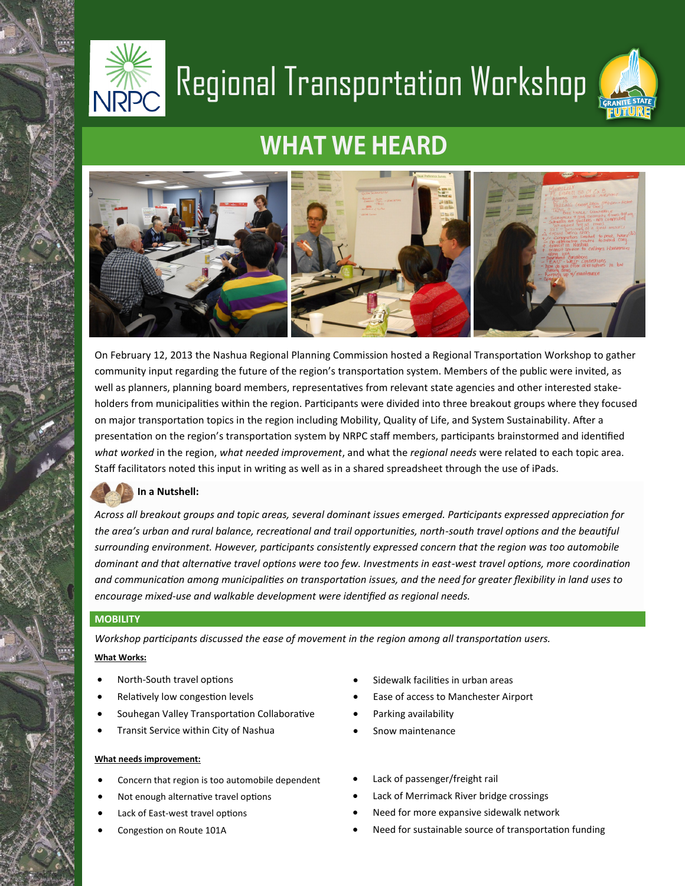# Regional Transportation Workshop

## WHAT WE HEARD

On February 12, 2013 the Nashua Regional Planning Commission hosted a Regional Transportation Workshop to gather community input regarding the future of the region's transportation system. Members of the public were invited, as well as planners, planning board members, representatives from relevant state agencies and other interested stakeholders from municipalities within the region. Participants were divided into three breakout groups where they focused on major transportation topics in the region including Mobility, Quality of Life, and System Sustainability. After a presentation on the region's transportation system by NRPC staff members, participants brainstormed and identified *what worked* in the region, *what needed improvement*, and what the *regional needs* were related to each topic area. Staff facilitators noted this input in writing as well as in a shared spreadsheet through the use of iPads.

**In a Nutshell:**

*Across all breakout groups and topic areas, several dominant issues emerged. Participants expressed appreciation for the area's urban and rural balance, recreational and trail opportunities, north-south travel options and the beautiful surrounding environment. However, participants consistently expressed concern that the region was too automobile dominant and that alternative travel options were too few. Investments in east-west travel options, more coordination and communication among municipalities on transportation issues, and the need for greater flexibility in land uses to encourage mixed-use and walkable development were identified as regional needs.*

### MOBILITY

*Workshop participants discussed the ease of movement in the region among all transportation users.*

**What Works:**

- North-South travel options
- Relatively low congestion levels
- Souhegan Valley Transportation Collaborative
- Transit Service within City of Nashua
- Sidewalk facilities in urban areas
- Ease of access to Manchester Airport
- Parking availability
- Snow maintenance

**What needs improvement:**

- Concern that region is too automobile dependent
- Not enough alternative travel options
- Lack of East-west travel options
- Congestion on Route 101A
- Lack of passenger/freight rail
- Lack of Merrimack River bridge crossings
- Need for more expansive sidewalk network
- Need for sustainable source of transportation funding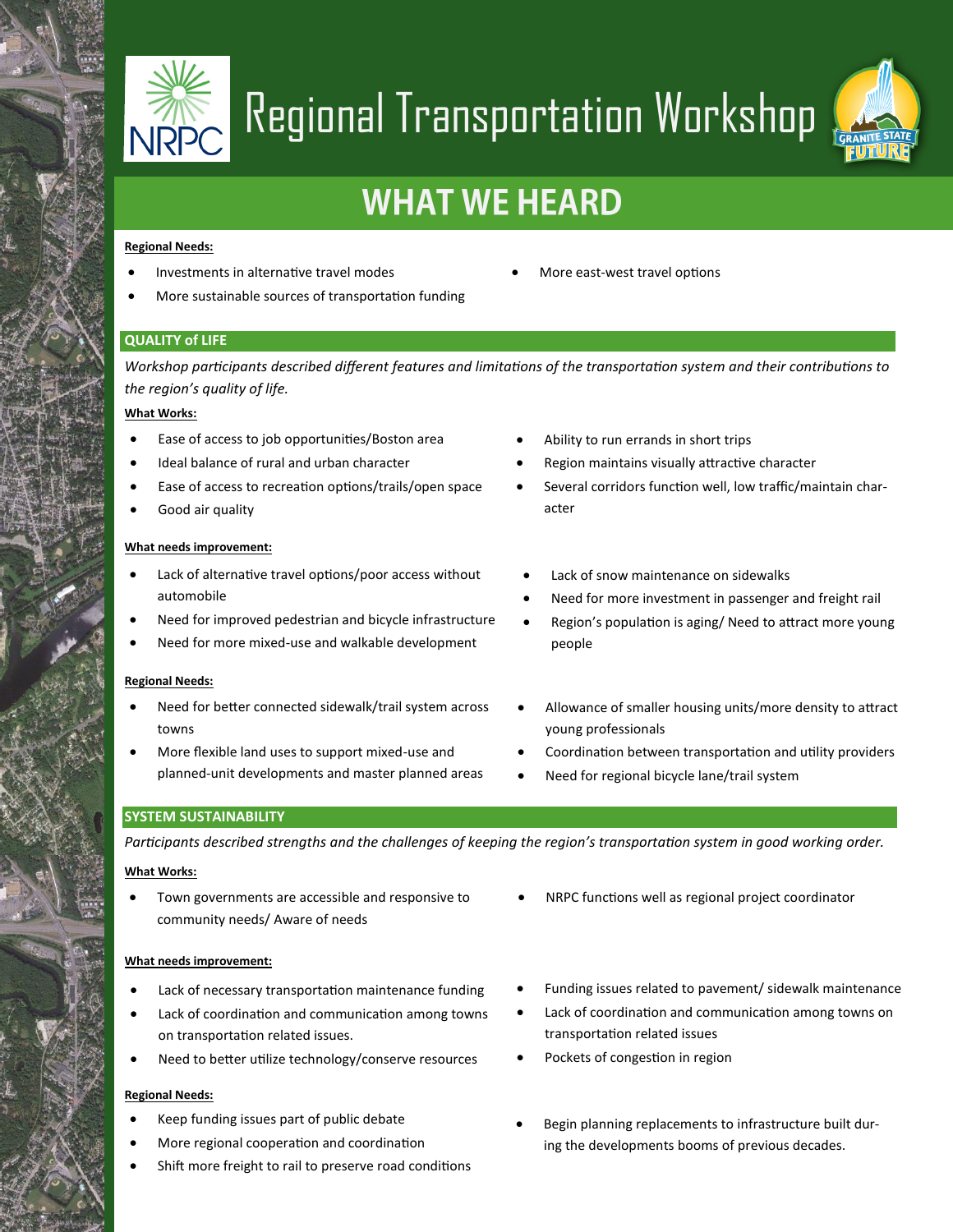# Regional Transportation Workshop

## WHAT WE HEARD

**Regional Needs:**

- Investments in alternative travel modes
- More sustainable sources of transportation funding
- More east-west travel options

### QUALITY of LIFE

*Workshop participants described different features and limitations of the transportation system and their contributions to the region's quality of life.*

**What Works:**

- Ease of access to job opportunities/Boston area
- Ideal balance of rural and urban character
- Ease of access to recreation options/trails/open space
- Good air quality
- Ability to run errands in short trips
- Region maintains visually attractive character
- Several corridors function well, low traffic/maintain character

**What needs improvement:**

- Lack of alternative travel options/poor access without automobile
- Need for improved pedestrian and bicycle infrastructure
- Need for more mixed-use and walkable development
- Lack of snow maintenance on sidewalks
- Need for more investment in passenger and freight rail
- Region's population is aging/ Need to attract more young people

**Regional Needs:**

- Need for better connected sidewalk/trail system across towns
- More flexible land uses to support mixed-use and planned-unit developments and master planned areas
- Allowance of smaller housing units/more density to attract young professionals
- Coordination between transportation and utility providers
- Need for regional bicycle lane/trail system

### SYSTEM SUSTAINABILITY

*Participants described strengths and the challenges of keeping the region's transportation system in good working order.*

**What Works:**

- Town governments are accessible and responsive to community needs/ Aware of needs
- NRPC functions well as regional project coordinator

**What needs improvement:**

- Lack of necessary transportation maintenance funding
- Lack of coordination and communication among towns on transportation related issues.
- Need to better utilize technology/conserve resources
- Funding issues related to pavement/ sidewalk maintenance
- Lack of coordination and communication among towns on transportation related issues
- Pockets of congestion in region

**Regional Needs:**

- Keep funding issues part of public debate
- More regional cooperation and coordination
- Shift more freight to rail to preserve road conditions
- Begin planning replacements to infrastructure built during the developments booms of previous decades.